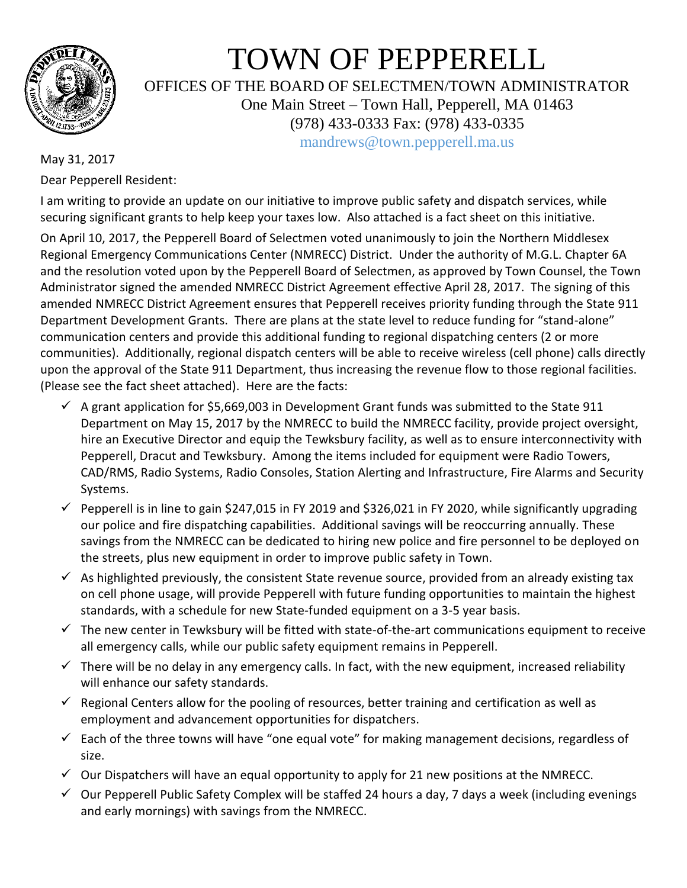# TOWN OF PEPPERELL

OFFICES OF THE BOARD OF SELECTMEN/TOWN ADMINISTRATOR
One Main Street – Town Hall, Pepperell, MA 01463
(978) 433-0333 Fax: (978) 433-0335
mandrews@town.pepperell.ma.us

May 31, 2017

Dear Pepperell Resident:

I am writing to provide an update on our initiative to improve public safety and dispatch services, while securing significant grants to help keep your taxes low. Also attached is a fact sheet on this initiative.

On April 10, 2017, the Pepperell Board of Selectmen voted unanimously to join the Northern Middlesex Regional Emergency Communications Center (NMRECC) District. Under the authority of M.G.L. Chapter 6A and the resolution voted upon by the Pepperell Board of Selectmen, as approved by Town Counsel, the Town Administrator signed the amended NMRECC District Agreement effective April 28, 2017. The signing of this amended NMRECC District Agreement ensures that Pepperell receives priority funding through the State 911 Department Development Grants. There are plans at the state level to reduce funding for "stand-alone" communication centers and provide this additional funding to regional dispatching centers (2 or more communities). Additionally, regional dispatch centers will be able to receive wireless (cell phone) calls directly upon the approval of the State 911 Department, thus increasing the revenue flow to those regional facilities. (Please see the fact sheet attached). Here are the facts:

- ✓ A grant application for $5,669,003 in Development Grant funds was submitted to the State 911 Department on May 15, 2017 by the NMRECC to build the NMRECC facility, provide project oversight, hire an Executive Director and equip the Tewksbury facility, as well as to ensure interconnectivity with Pepperell, Dracut and Tewksbury. Among the items included for equipment were Radio Towers, CAD/RMS, Radio Systems, Radio Consoles, Station Alerting and Infrastructure, Fire Alarms and Security Systems.
- ✓ Pepperell is in line to gain $247,015 in FY 2019 and $326,021 in FY 2020, while significantly upgrading our police and fire dispatching capabilities. Additional savings will be reoccurring annually. These savings from the NMRECC can be dedicated to hiring new police and fire personnel to be deployed on the streets, plus new equipment in order to improve public safety in Town.
- ✓ As highlighted previously, the consistent State revenue source, provided from an already existing tax on cell phone usage, will provide Pepperell with future funding opportunities to maintain the highest standards, with a schedule for new State-funded equipment on a 3-5 year basis.
- ✓ The new center in Tewksbury will be fitted with state-of-the-art communications equipment to receive all emergency calls, while our public safety equipment remains in Pepperell.
- ✓ There will be no delay in any emergency calls. In fact, with the new equipment, increased reliability will enhance our safety standards.
- ✓ Regional Centers allow for the pooling of resources, better training and certification as well as employment and advancement opportunities for dispatchers.
- ✓ Each of the three towns will have "one equal vote" for making management decisions, regardless of size.
- ✓ Our Dispatchers will have an equal opportunity to apply for 21 new positions at the NMRECC.
- ✓ Our Pepperell Public Safety Complex will be staffed 24 hours a day, 7 days a week (including evenings and early mornings) with savings from the NMRECC.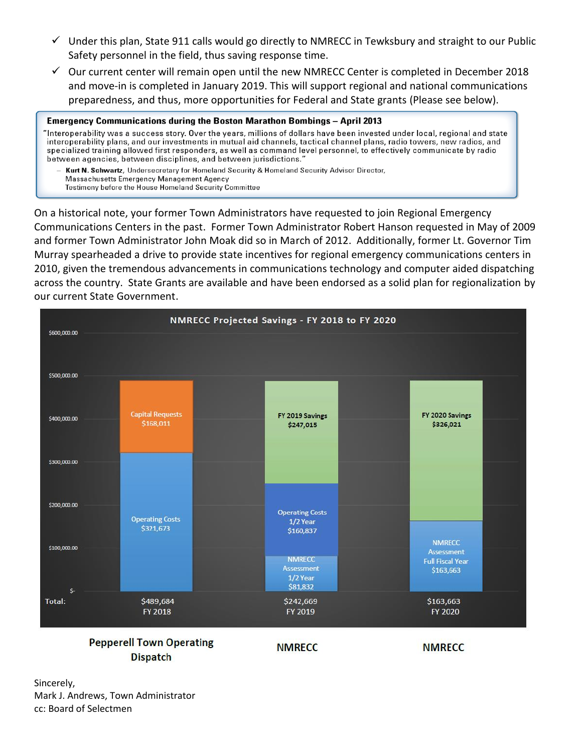- ✓ Under this plan, State 911 calls would go directly to NMRECC in Tewksbury and straight to our Public Safety personnel in the field, thus saving response time.
- ✓ Our current center will remain open until the new NMRECC Center is completed in December 2018 and move-in is completed in January 2019. This will support regional and national communications preparedness, and thus, more opportunities for Federal and State grants (Please see below).

> **Emergency Communications during the Boston Marathon Bombings – April 2013**
>
> "Interoperability was a success story. Over the years, millions of dollars have been invested under local, regional and state interoperability plans, and our investments in mutual aid channels, tactical channel plans, radio towers, new radios, and specialized training allowed first responders, as well as command level personnel, to effectively communicate by radio between agencies, between disciplines, and between jurisdictions."
>
> – **Kurt N. Schwartz**, Undersecretary for Homeland Security & Homeland Security Advisor Director, Massachusetts Emergency Management Agency
> Testimony before the House Homeland Security Committee

On a historical note, your former Town Administrators have requested to join Regional Emergency Communications Centers in the past. Former Town Administrator Robert Hanson requested in May of 2009 and former Town Administrator John Moak did so in March of 2012. Additionally, former Lt. Governor Tim Murray spearheaded a drive to provide state incentives for regional emergency communications centers in 2010, given the tremendous advancements in communications technology and computer aided dispatching across the country. State Grants are available and have been endorsed as a solid plan for regionalization by our current State Government.

**NMRECC Projected Savings - FY 2018 to FY 2020**

| | Pepperell Town Operating Dispatch (FY 2018) | NMRECC (FY 2019) | NMRECC (FY 2020) |
|---|---|---|---|
| Capital Requests | $168,011 | | |
| Operating Costs | $321,673 | Operating Costs 1/2 Year $160,837 | |
| NMRECC Assessment | | 1/2 Year $81,832 | Full Fiscal Year $163,663 |
| Savings | | FY 2019 Savings $247,015 | FY 2020 Savings $326,021 |
| Total: | $489,684 | $242,669 | $163,663 |

Sincerely,
Mark J. Andrews, Town Administrator
cc: Board of Selectmen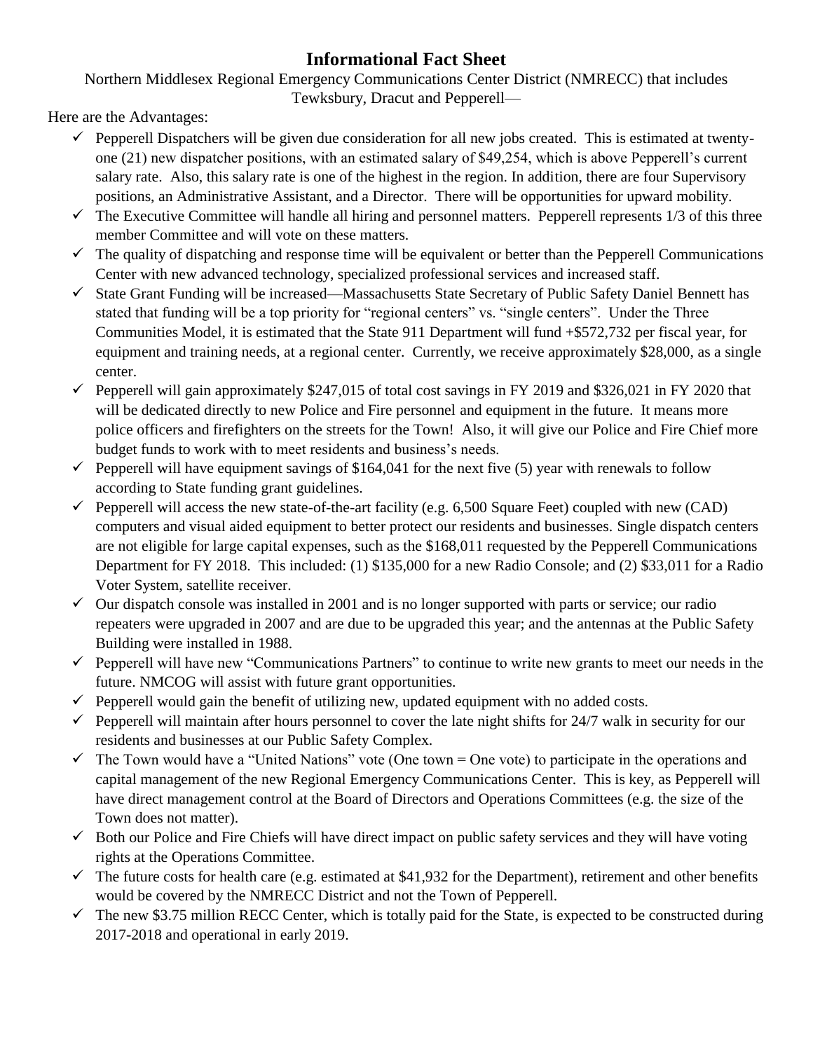# Informational Fact Sheet

Northern Middlesex Regional Emergency Communications Center District (NMRECC) that includes Tewksbury, Dracut and Pepperell—

Here are the Advantages:

- ✓ Pepperell Dispatchers will be given due consideration for all new jobs created. This is estimated at twenty-one (21) new dispatcher positions, with an estimated salary of $49,254, which is above Pepperell's current salary rate. Also, this salary rate is one of the highest in the region. In addition, there are four Supervisory positions, an Administrative Assistant, and a Director. There will be opportunities for upward mobility.
- ✓ The Executive Committee will handle all hiring and personnel matters. Pepperell represents 1/3 of this three member Committee and will vote on these matters.
- ✓ The quality of dispatching and response time will be equivalent or better than the Pepperell Communications Center with new advanced technology, specialized professional services and increased staff.
- ✓ State Grant Funding will be increased—Massachusetts State Secretary of Public Safety Daniel Bennett has stated that funding will be a top priority for "regional centers" vs. "single centers". Under the Three Communities Model, it is estimated that the State 911 Department will fund +$572,732 per fiscal year, for equipment and training needs, at a regional center. Currently, we receive approximately $28,000, as a single center.
- ✓ Pepperell will gain approximately $247,015 of total cost savings in FY 2019 and $326,021 in FY 2020 that will be dedicated directly to new Police and Fire personnel and equipment in the future. It means more police officers and firefighters on the streets for the Town! Also, it will give our Police and Fire Chief more budget funds to work with to meet residents and business's needs.
- ✓ Pepperell will have equipment savings of $164,041 for the next five (5) year with renewals to follow according to State funding grant guidelines.
- ✓ Pepperell will access the new state-of-the-art facility (e.g. 6,500 Square Feet) coupled with new (CAD) computers and visual aided equipment to better protect our residents and businesses. Single dispatch centers are not eligible for large capital expenses, such as the $168,011 requested by the Pepperell Communications Department for FY 2018. This included: (1) $135,000 for a new Radio Console; and (2) $33,011 for a Radio Voter System, satellite receiver.
- ✓ Our dispatch console was installed in 2001 and is no longer supported with parts or service; our radio repeaters were upgraded in 2007 and are due to be upgraded this year; and the antennas at the Public Safety Building were installed in 1988.
- ✓ Pepperell will have new "Communications Partners" to continue to write new grants to meet our needs in the future. NMCOG will assist with future grant opportunities.
- ✓ Pepperell would gain the benefit of utilizing new, updated equipment with no added costs.
- ✓ Pepperell will maintain after hours personnel to cover the late night shifts for 24/7 walk in security for our residents and businesses at our Public Safety Complex.
- ✓ The Town would have a "United Nations" vote (One town = One vote) to participate in the operations and capital management of the new Regional Emergency Communications Center. This is key, as Pepperell will have direct management control at the Board of Directors and Operations Committees (e.g. the size of the Town does not matter).
- ✓ Both our Police and Fire Chiefs will have direct impact on public safety services and they will have voting rights at the Operations Committee.
- ✓ The future costs for health care (e.g. estimated at $41,932 for the Department), retirement and other benefits would be covered by the NMRECC District and not the Town of Pepperell.
- ✓ The new $3.75 million RECC Center, which is totally paid for the State, is expected to be constructed during 2017-2018 and operational in early 2019.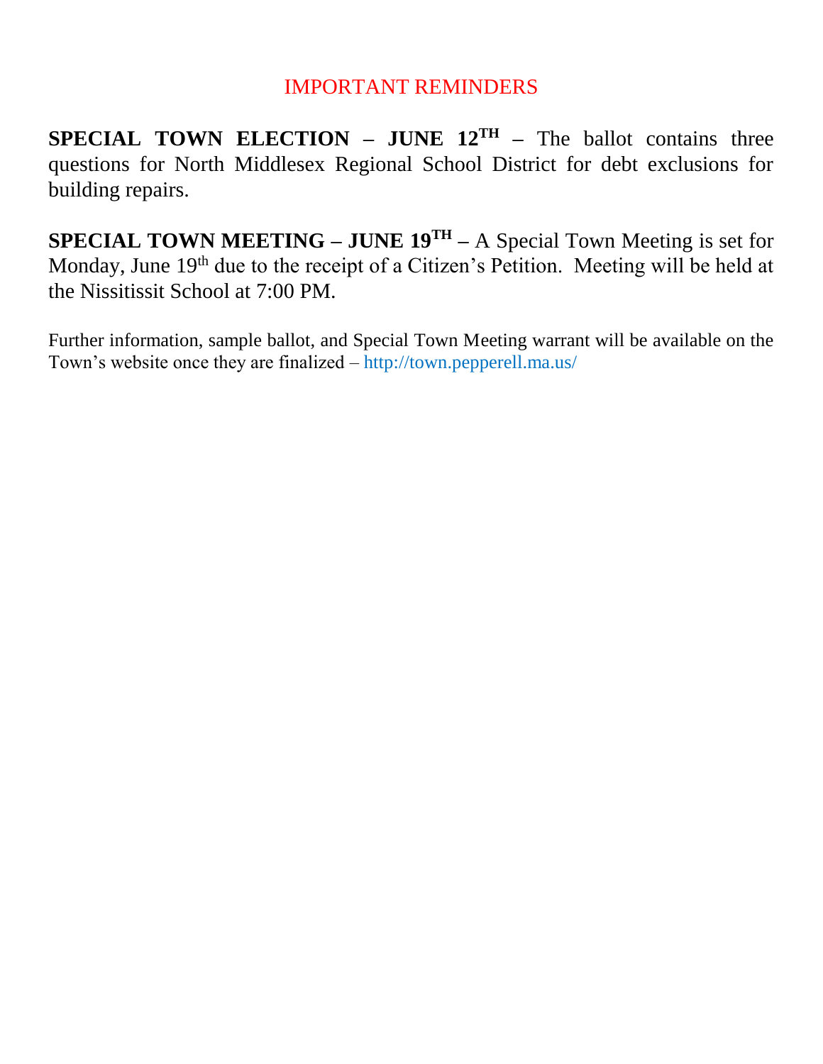# IMPORTANT REMINDERS

**SPECIAL TOWN ELECTION – JUNE 12TH –** The ballot contains three questions for North Middlesex Regional School District for debt exclusions for building repairs.

**SPECIAL TOWN MEETING – JUNE 19TH –** A Special Town Meeting is set for Monday, June 19th due to the receipt of a Citizen's Petition. Meeting will be held at the Nissitissit School at 7:00 PM.

Further information, sample ballot, and Special Town Meeting warrant will be available on the Town's website once they are finalized – http://town.pepperell.ma.us/